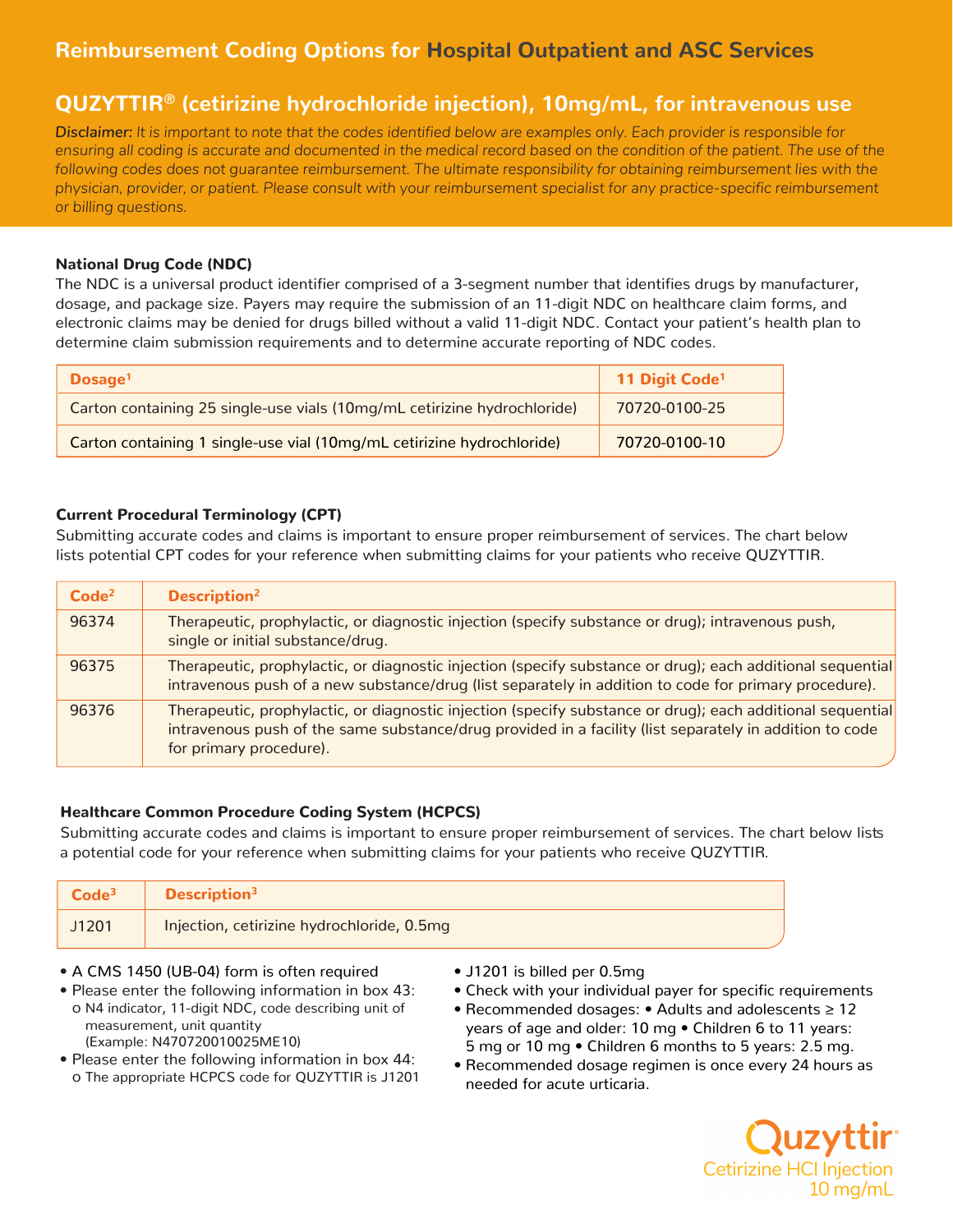# Reimbursement Coding Options for Hospital Outpatient and ASC Services

## QUZYTTIR® (cetirizine hydrochloride injection), 10mg/mL, for intravenous use

*Disclaimer: It is important to note that the codes identified below are examples only. Each provider is responsible for ensuring all coding is accurate and documented in the medical record based on the condition of the patient. The use of the following codes does not guarantee reimbursement. The ultimate responsibility for obtaining reimbursement lies with the physician, provider, or patient. Please consult with your reimbursement specialist for any practice-specific reimbursement or billing questions.*

### National Drug Code (NDC)

The NDC is a universal product identifier comprised of a 3-segment number that identifies drugs by manufacturer, dosage, and package size. Payers may require the submission of an 11-digit NDC on healthcare claim forms, and electronic claims may be denied for drugs billed without a valid 11-digit NDC. Contact your patient's health plan to determine claim submission requirements and to determine accurate reporting of NDC codes.

| Dosage[1] | 11 Digit Code[1] |
|---|---|
| Carton containing 25 single-use vials (10mg/mL cetirizine hydrochloride) | 70720-0100-25 |
| Carton containing 1 single-use vial (10mg/mL cetirizine hydrochloride) | 70720-0100-10 |

### Current Procedural Terminology (CPT)

Submitting accurate codes and claims is important to ensure proper reimbursement of services. The chart below lists potential CPT codes for your reference when submitting claims for your patients who receive QUZYTTIR.

| Code[2] | Description[2] |
|---|---|
| 96374 | Therapeutic, prophylactic, or diagnostic injection (specify substance or drug); intravenous push, single or initial substance/drug. |
| 96375 | Therapeutic, prophylactic, or diagnostic injection (specify substance or drug); each additional sequential intravenous push of a new substance/drug (list separately in addition to code for primary procedure). |
| 96376 | Therapeutic, prophylactic, or diagnostic injection (specify substance or drug); each additional sequential intravenous push of the same substance/drug provided in a facility (list separately in addition to code for primary procedure). |

### Healthcare Common Procedure Coding System (HCPCS)

Submitting accurate codes and claims is important to ensure proper reimbursement of services. The chart below lists a potential code for your reference when submitting claims for your patients who receive QUZYTTIR.

| Code[3] | Description[3] |
|---|---|
| J1201 | Injection, cetirizine hydrochloride, 0.5mg |

- A CMS 1450 (UB-04) form is often required
- Please enter the following information in box 43:
  - N4 indicator, 11-digit NDC, code describing unit of measurement, unit quantity (Example: N470720010025ME10)
- Please enter the following information in box 44:
  - The appropriate HCPCS code for QUZYTTIR is J1201
- J1201 is billed per 0.5mg
- Check with your individual payer for specific requirements
- Recommended dosages: • Adults and adolescents ≥ 12 years of age and older: 10 mg • Children 6 to 11 years: 5 mg or 10 mg • Children 6 months to 5 years: 2.5 mg.
- Recommended dosage regimen is once every 24 hours as needed for acute urticaria.

Quzyttir®
Cetirizine HCl Injection
10 mg/mL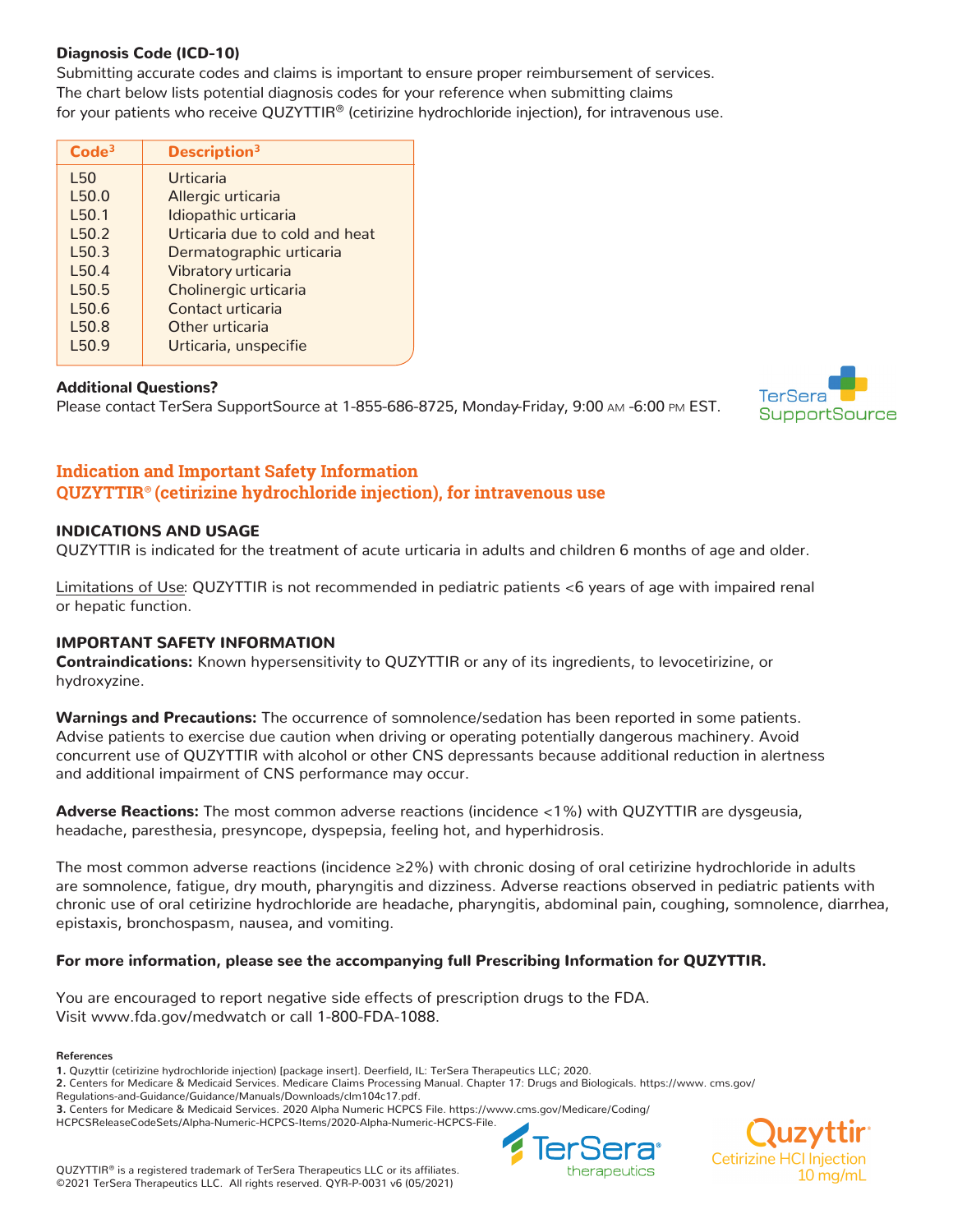**Diagnosis Code (ICD-10)**

Submitting accurate codes and claims is important to ensure proper reimbursement of services. The chart below lists potential diagnosis codes for your reference when submitting claims for your patients who receive QUZYTTIR® (cetirizine hydrochloride injection), for intravenous use.

| Code[3] | Description[3] |
| --- | --- |
| L50 | Urticaria |
| L50.0 | Allergic urticaria |
| L50.1 | Idiopathic urticaria |
| L50.2 | Urticaria due to cold and heat |
| L50.3 | Dermatographic urticaria |
| L50.4 | Vibratory urticaria |
| L50.5 | Cholinergic urticaria |
| L50.6 | Contact urticaria |
| L50.8 | Other urticaria |
| L50.9 | Urticaria, unspecifie |

**Additional Questions?**

Please contact TerSera SupportSource at 1-855-686-8725, Monday-Friday, 9:00 AM -6:00 PM EST.

TerSera SupportSource

## Indication and Important Safety Information
## QUZYTTIR® (cetirizine hydrochloride injection), for intravenous use

### INDICATIONS AND USAGE

QUZYTTIR is indicated for the treatment of acute urticaria in adults and children 6 months of age and older.

Limitations of Use: QUZYTTIR is not recommended in pediatric patients <6 years of age with impaired renal or hepatic function.

### IMPORTANT SAFETY INFORMATION

**Contraindications:** Known hypersensitivity to QUZYTTIR or any of its ingredients, to levocetirizine, or hydroxyzine.

**Warnings and Precautions:** The occurrence of somnolence/sedation has been reported in some patients. Advise patients to exercise due caution when driving or operating potentially dangerous machinery. Avoid concurrent use of QUZYTTIR with alcohol or other CNS depressants because additional reduction in alertness and additional impairment of CNS performance may occur.

**Adverse Reactions:** The most common adverse reactions (incidence <1%) with QUZYTTIR are dysgeusia, headache, paresthesia, presyncope, dyspepsia, feeling hot, and hyperhidrosis.

The most common adverse reactions (incidence ≥2%) with chronic dosing of oral cetirizine hydrochloride in adults are somnolence, fatigue, dry mouth, pharyngitis and dizziness. Adverse reactions observed in pediatric patients with chronic use of oral cetirizine hydrochloride are headache, pharyngitis, abdominal pain, coughing, somnolence, diarrhea, epistaxis, bronchospasm, nausea, and vomiting.

**For more information, please see the accompanying full Prescribing Information for QUZYTTIR.**

You are encouraged to report negative side effects of prescription drugs to the FDA. Visit www.fda.gov/medwatch or call 1-800-FDA-1088.

**References**

1. Quzyttir (cetirizine hydrochloride injection) [package insert]. Deerfield, IL: TerSera Therapeutics LLC; 2020.
2. Centers for Medicare & Medicaid Services. Medicare Claims Processing Manual. Chapter 17: Drugs and Biologicals. https://www. cms.gov/Regulations-and-Guidance/Guidance/Manuals/Downloads/clm104c17.pdf.
3. Centers for Medicare & Medicaid Services. 2020 Alpha Numeric HCPCS File. https://www.cms.gov/Medicare/Coding/HCPCSReleaseCodeSets/Alpha-Numeric-HCPCS-Items/2020-Alpha-Numeric-HCPCS-File.

QUZYTTIR® is a registered trademark of TerSera Therapeutics LLC or its affiliates.
©2021 TerSera Therapeutics LLC. All rights reserved. QYR-P-0031 v6 (05/2021)

TerSera therapeutics

Quzyttir®
Cetirizine HCl Injection
10 mg/mL